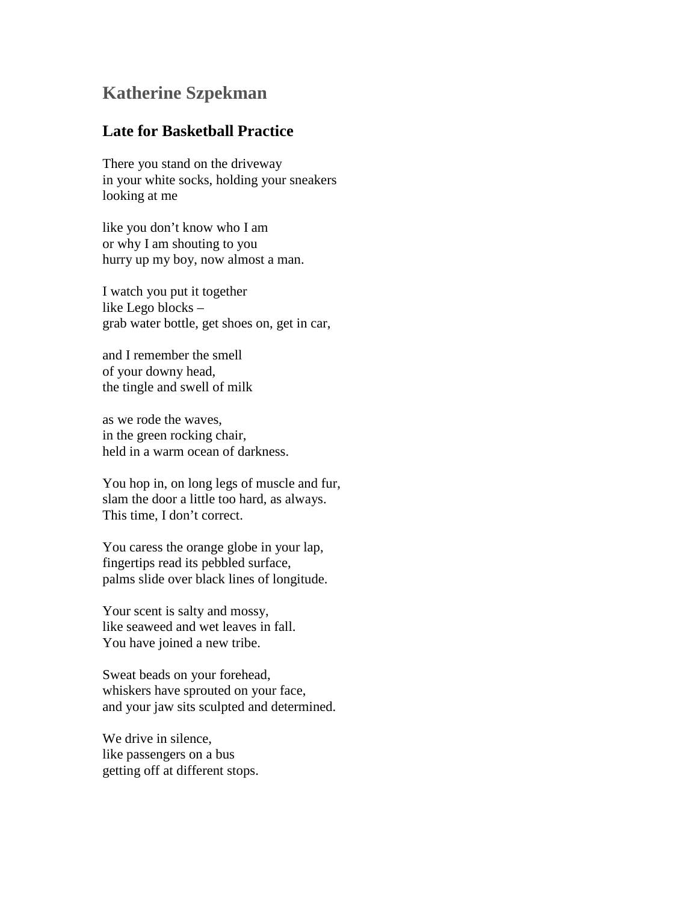## Katherine Szpekman

### Late for Basketball Practice

There you stand on the driveway
in your white socks, holding your sneakers
looking at me

like you don't know who I am
or why I am shouting to you
hurry up my boy, now almost a man.

I watch you put it together
like Lego blocks –
grab water bottle, get shoes on, get in car,

and I remember the smell
of your downy head,
the tingle and swell of milk

as we rode the waves,
in the green rocking chair,
held in a warm ocean of darkness.

You hop in, on long legs of muscle and fur,
slam the door a little too hard, as always.
This time, I don't correct.

You caress the orange globe in your lap,
fingertips read its pebbled surface,
palms slide over black lines of longitude.

Your scent is salty and mossy,
like seaweed and wet leaves in fall.
You have joined a new tribe.

Sweat beads on your forehead,
whiskers have sprouted on your face,
and your jaw sits sculpted and determined.

We drive in silence,
like passengers on a bus
getting off at different stops.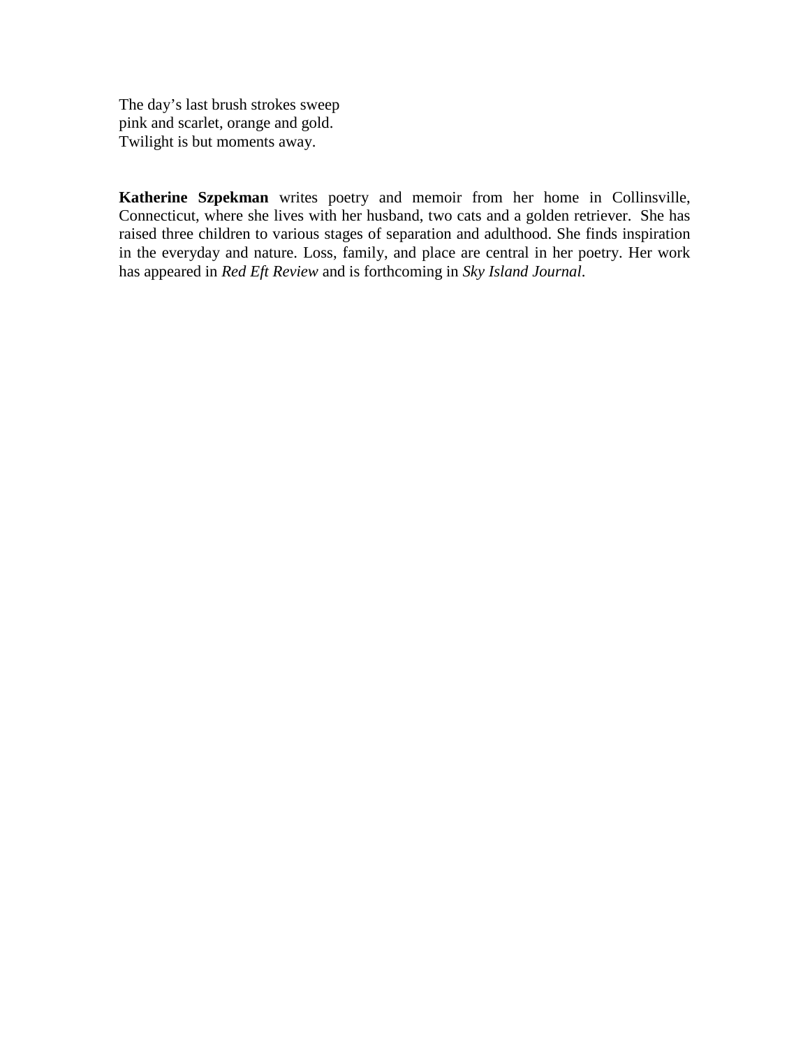The day's last brush strokes sweep  
pink and scarlet, orange and gold.  
Twilight is but moments away.

**Katherine Szpekman** writes poetry and memoir from her home in Collinsville, Connecticut, where she lives with her husband, two cats and a golden retriever. She has raised three children to various stages of separation and adulthood. She finds inspiration in the everyday and nature. Loss, family, and place are central in her poetry. Her work has appeared in *Red Eft Review* and is forthcoming in *Sky Island Journal*.